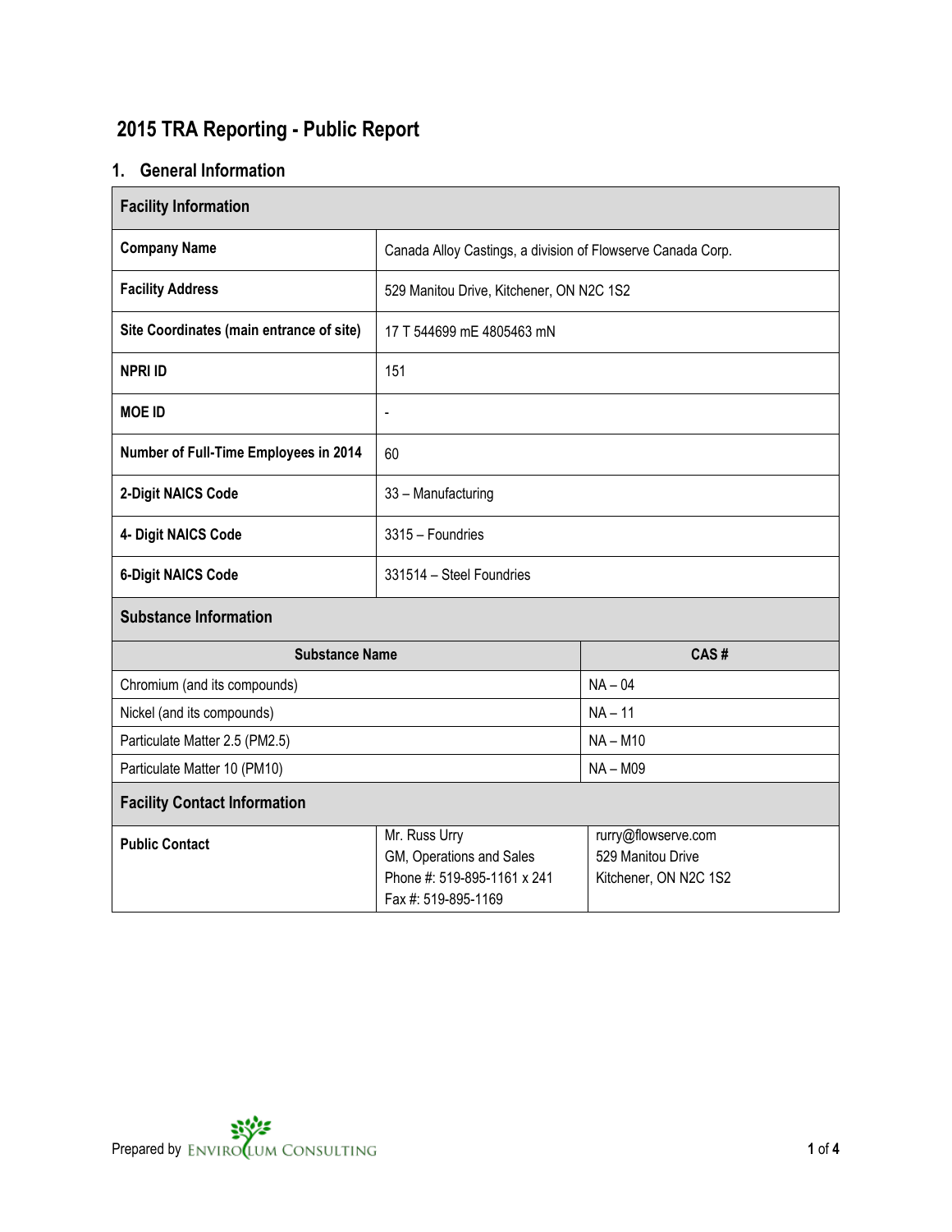# 2015 TRA Reporting - Public Report

## 1. General Information

| Facility Information | |
|---|---|
| **Company Name** | Canada Alloy Castings, a division of Flowserve Canada Corp. |
| **Facility Address** | 529 Manitou Drive, Kitchener, ON N2C 1S2 |
| **Site Coordinates (main entrance of site)** | 17 T 544699 mE 4805463 mN |
| **NPRI ID** | 151 |
| **MOE ID** | - |
| **Number of Full-Time Employees in 2014** | 60 |
| **2-Digit NAICS Code** | 33 – Manufacturing |
| **4- Digit NAICS Code** | 3315 – Foundries |
| **6-Digit NAICS Code** | 331514 – Steel Foundries |

| Substance Information | |
|---|---|
| **Substance Name** | **CAS #** |
| Chromium (and its compounds) | NA – 04 |
| Nickel (and its compounds) | NA – 11 |
| Particulate Matter 2.5 (PM2.5) | NA – M10 |
| Particulate Matter 10 (PM10) | NA – M09 |

| Facility Contact Information | | |
|---|---|---|
| **Public Contact** | Mr. Russ Urry<br>GM, Operations and Sales<br>Phone #: 519-895-1161 x 241<br>Fax #: 519-895-1169 | rurry@flowserve.com<br>529 Manitou Drive<br>Kitchener, ON N2C 1S2 |

Prepared by Envirolum Consulting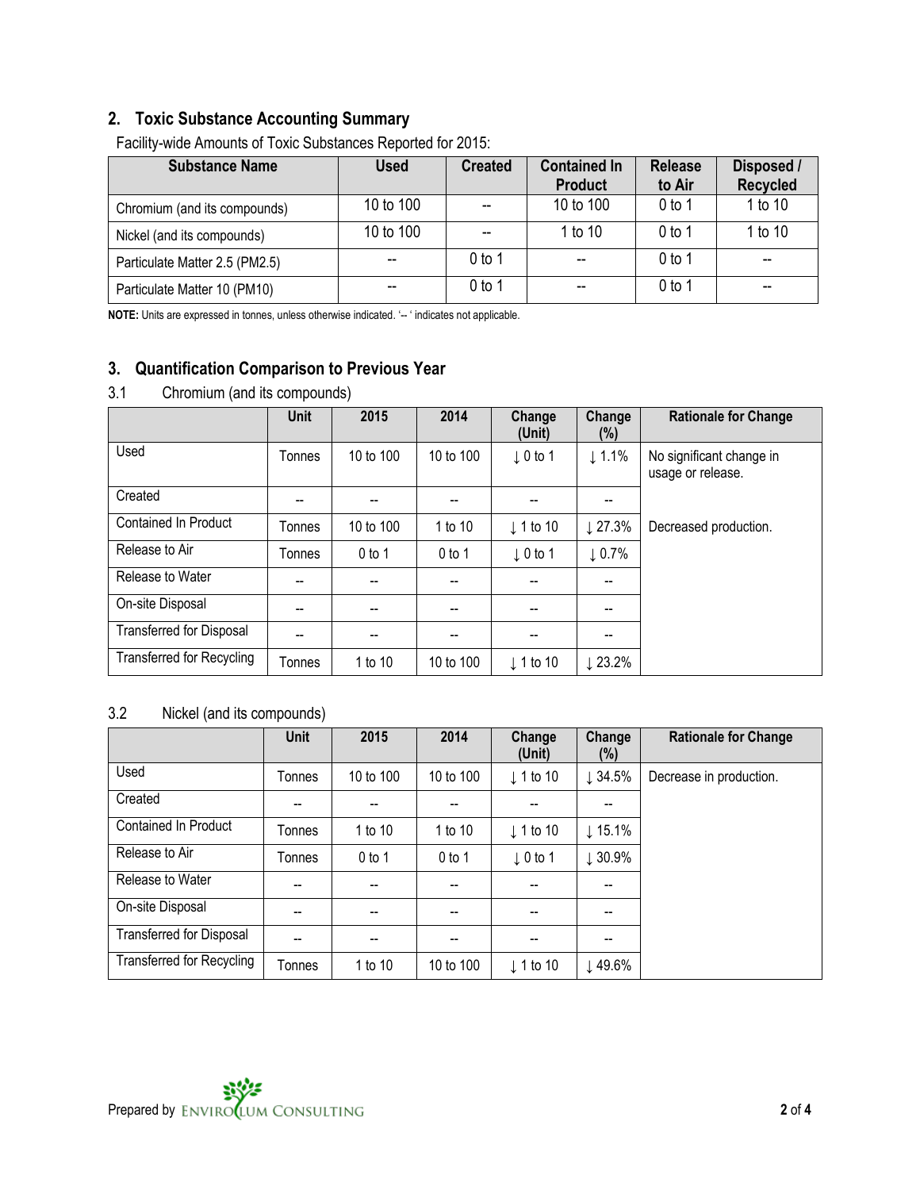## 2. Toxic Substance Accounting Summary

Facility-wide Amounts of Toxic Substances Reported for 2015:

| Substance Name | Used | Created | Contained In Product | Release to Air | Disposed / Recycled |
|---|---|---|---|---|---|
| Chromium (and its compounds) | 10 to 100 | -- | 10 to 100 | 0 to 1 | 1 to 10 |
| Nickel (and its compounds) | 10 to 100 | -- | 1 to 10 | 0 to 1 | 1 to 10 |
| Particulate Matter 2.5 (PM2.5) | -- | 0 to 1 | -- | 0 to 1 | -- |
| Particulate Matter 10 (PM10) | -- | 0 to 1 | -- | 0 to 1 | -- |

**NOTE:** Units are expressed in tonnes, unless otherwise indicated. '-- ' indicates not applicable.

## 3. Quantification Comparison to Previous Year

### 3.1 Chromium (and its compounds)

| | Unit | 2015 | 2014 | Change (Unit) | Change (%) | Rationale for Change |
|---|---|---|---|---|---|---|
| Used | Tonnes | 10 to 100 | 10 to 100 | ↓ 0 to 1 | ↓ 1.1% | No significant change in usage or release. |
| Created | -- | -- | -- | -- | -- | |
| Contained In Product | Tonnes | 10 to 100 | 1 to 10 | ↓ 1 to 10 | ↓ 27.3% | Decreased production. |
| Release to Air | Tonnes | 0 to 1 | 0 to 1 | ↓ 0 to 1 | ↓ 0.7% | |
| Release to Water | -- | -- | -- | -- | -- | |
| On-site Disposal | -- | -- | -- | -- | -- | |
| Transferred for Disposal | -- | -- | -- | -- | -- | |
| Transferred for Recycling | Tonnes | 1 to 10 | 10 to 100 | ↓ 1 to 10 | ↓ 23.2% | |

### 3.2 Nickel (and its compounds)

| | Unit | 2015 | 2014 | Change (Unit) | Change (%) | Rationale for Change |
|---|---|---|---|---|---|---|
| Used | Tonnes | 10 to 100 | 10 to 100 | ↓ 1 to 10 | ↓ 34.5% | Decrease in production. |
| Created | -- | -- | -- | -- | -- | |
| Contained In Product | Tonnes | 1 to 10 | 1 to 10 | ↓ 1 to 10 | ↓ 15.1% | |
| Release to Air | Tonnes | 0 to 1 | 0 to 1 | ↓ 0 to 1 | ↓ 30.9% | |
| Release to Water | -- | -- | -- | -- | -- | |
| On-site Disposal | -- | -- | -- | -- | -- | |
| Transferred for Disposal | -- | -- | -- | -- | -- | |
| Transferred for Recycling | Tonnes | 1 to 10 | 10 to 100 | ↓ 1 to 10 | ↓ 49.6% | |

Prepared by ENVIROLUM CONSULTING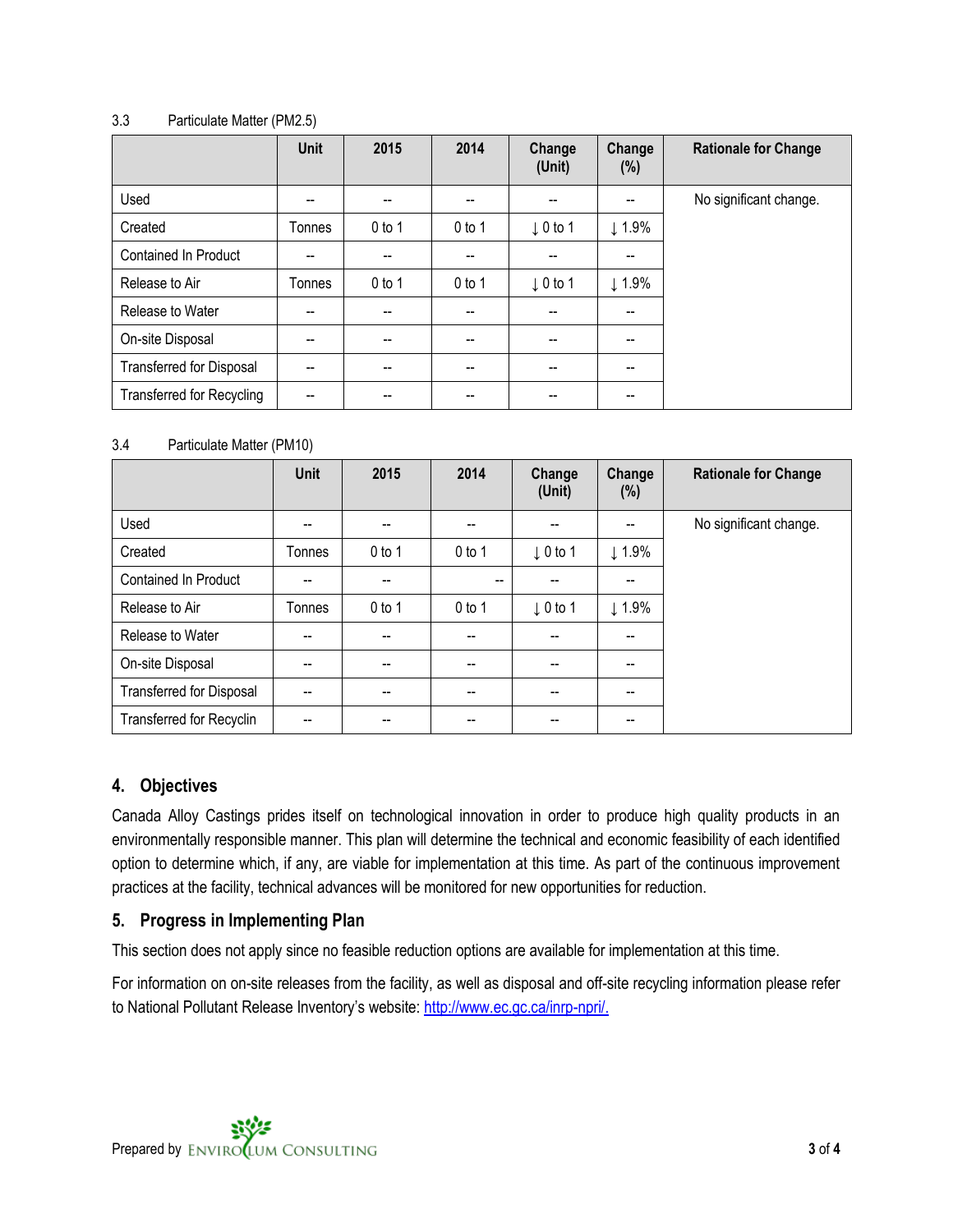3.3 Particulate Matter (PM2.5)

| | Unit | 2015 | 2014 | Change (Unit) | Change (%) | Rationale for Change |
|---|---|---|---|---|---|---|
| Used | -- | -- | -- | -- | -- | No significant change. |
| Created | Tonnes | 0 to 1 | 0 to 1 | ↓ 0 to 1 | ↓ 1.9% | |
| Contained In Product | -- | -- | -- | -- | -- | |
| Release to Air | Tonnes | 0 to 1 | 0 to 1 | ↓ 0 to 1 | ↓ 1.9% | |
| Release to Water | -- | -- | -- | -- | -- | |
| On-site Disposal | -- | -- | -- | -- | -- | |
| Transferred for Disposal | -- | -- | -- | -- | -- | |
| Transferred for Recycling | -- | -- | -- | -- | -- | |

3.4 Particulate Matter (PM10)

| | Unit | 2015 | 2014 | Change (Unit) | Change (%) | Rationale for Change |
|---|---|---|---|---|---|---|
| Used | -- | -- | -- | -- | -- | No significant change. |
| Created | Tonnes | 0 to 1 | 0 to 1 | ↓ 0 to 1 | ↓ 1.9% | |
| Contained In Product | -- | -- | -- | -- | -- | |
| Release to Air | Tonnes | 0 to 1 | 0 to 1 | ↓ 0 to 1 | ↓ 1.9% | |
| Release to Water | -- | -- | -- | -- | -- | |
| On-site Disposal | -- | -- | -- | -- | -- | |
| Transferred for Disposal | -- | -- | -- | -- | -- | |
| Transferred for Recyclin | -- | -- | -- | -- | -- | |

## 4. Objectives

Canada Alloy Castings prides itself on technological innovation in order to produce high quality products in an environmentally responsible manner. This plan will determine the technical and economic feasibility of each identified option to determine which, if any, are viable for implementation at this time. As part of the continuous improvement practices at the facility, technical advances will be monitored for new opportunities for reduction.

## 5. Progress in Implementing Plan

This section does not apply since no feasible reduction options are available for implementation at this time.

For information on on-site releases from the facility, as well as disposal and off-site recycling information please refer to National Pollutant Release Inventory's website: http://www.ec.gc.ca/inrp-npri/.

Prepared by ENVIROCLUM CONSULTING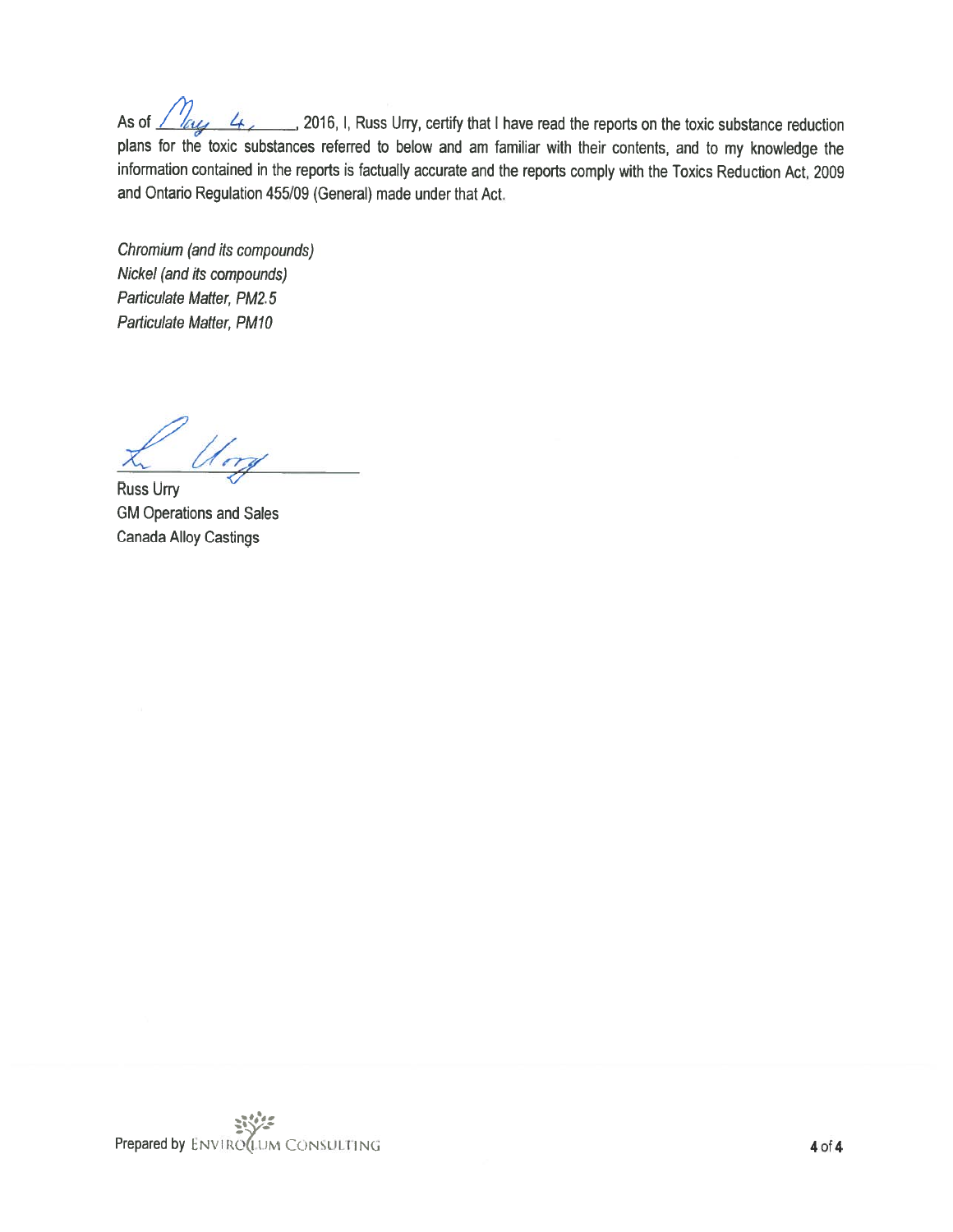As of May 4, 2016, I, Russ Urry, certify that I have read the reports on the toxic substance reduction plans for the toxic substances referred to below and am familiar with their contents, and to my knowledge the information contained in the reports is factually accurate and the reports comply with the Toxics Reduction Act, 2009 and Ontario Regulation 455/09 (General) made under that Act.

*Chromium (and its compounds)*
*Nickel (and its compounds)*
*Particulate Matter, PM2.5*
*Particulate Matter, PM10*

Russ Urry
GM Operations and Sales
Canada Alloy Castings

Prepared by ENVIROLUM CONSULTING